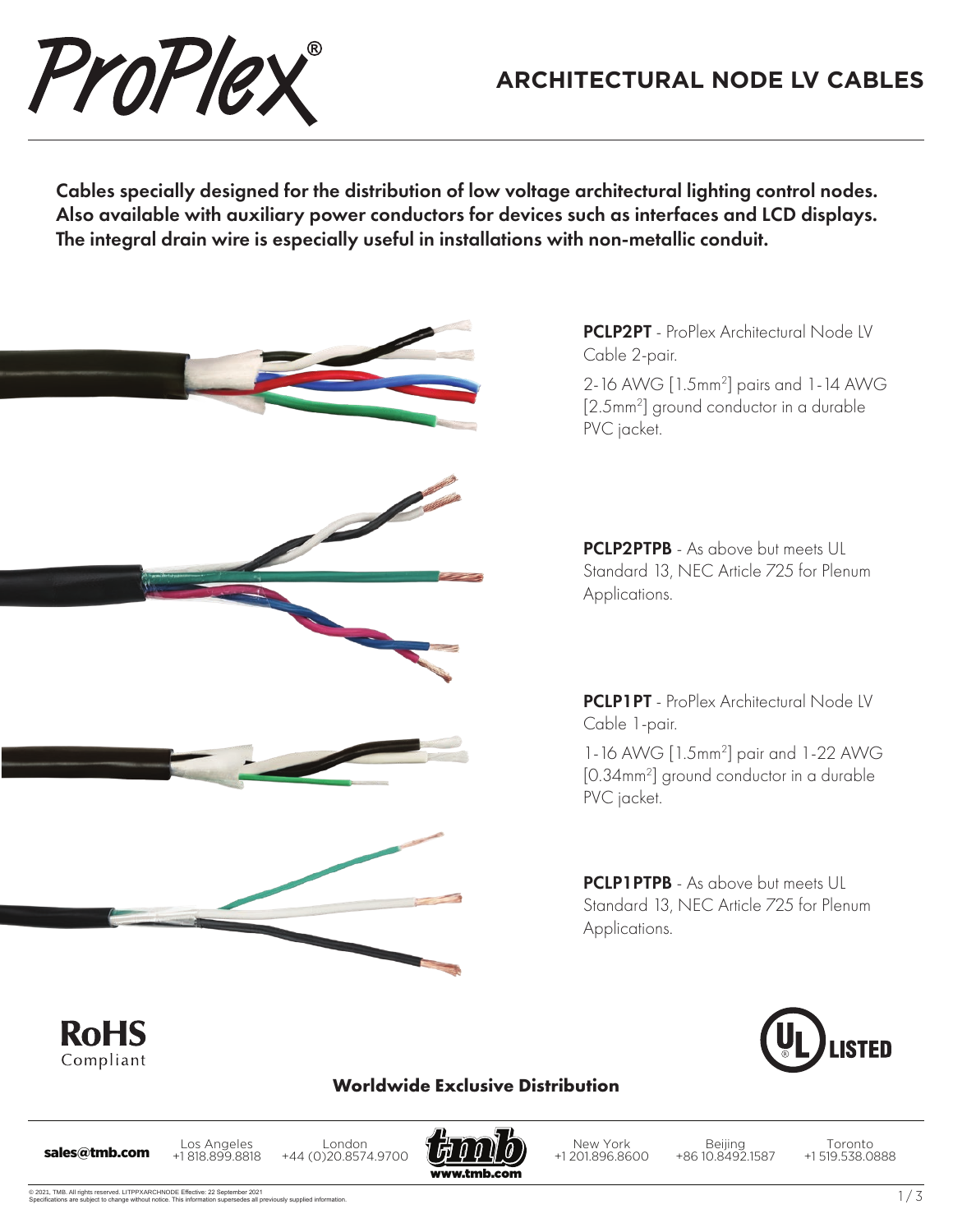# ProPlex®

## ARCHITECTURAL NODE LV CABLES

**Cables specially designed for the distribution of low voltage architectural lighting control nodes. Also available with auxiliary power conductors for devices such as interfaces and LCD displays. The integral drain wire is especially useful in installations with non-metallic conduit.**

**PCLP2PT** - ProPlex Architectural Node LV Cable 2-pair.

2-16 AWG [1.5mm$^2$] pairs and 1-14 AWG [2.5mm$^2$] ground conductor in a durable PVC jacket.

**PCLP2PTPB** - As above but meets UL Standard 13, NEC Article 725 for Plenum Applications.

**PCLP1PT** - ProPlex Architectural Node LV Cable 1-pair.

1-16 AWG [1.5mm$^2$] pair and 1-22 AWG [0.34mm$^2$] ground conductor in a durable PVC jacket.

**PCLP1PTPB** - As above but meets UL Standard 13, NEC Article 725 for Plenum Applications.

RoHS Compliant

UL LISTED

**Worldwide Exclusive Distribution**

**sales@tmb.com**

Los Angeles +1 818.899.8818 | London +44 (0)20.8574.9700 | www.tmb.com | New York +1 201.896.8600 | Beijing +86 10.8492.1587 | Toronto +1 519.538.0888

© 2021, TMB. All rights reserved. LITPPXARCHNODE Effective: 22 September 2021
Specifications are subject to change without notice. This information supersedes all previously supplied information.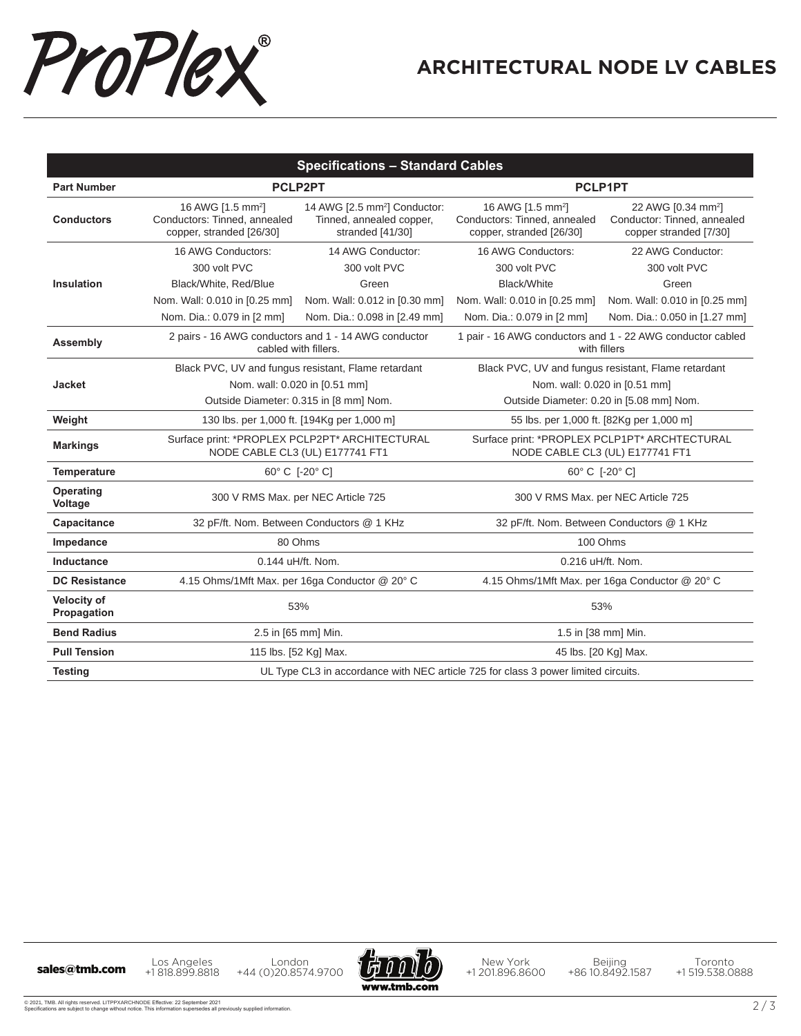# ARCHITECTURAL NODE LV CABLES

| Specifications – Standard Cables | | | | |
|---|---|---|---|---|
| **Part Number** | **PCLP2PT** | | **PCLP1PT** | |
| **Conductors** | 16 AWG [1.5 mm²] Conductors: Tinned, annealed copper, stranded [26/30] | 14 AWG [2.5 mm²] Conductor: Tinned, annealed copper, stranded [41/30] | 16 AWG [1.5 mm²] Conductors: Tinned, annealed copper, stranded [26/30] | 22 AWG [0.34 mm²] Conductor: Tinned, annealed copper stranded [7/30] |
| **Insulation** | 16 AWG Conductors: 300 volt PVC Black/White, Red/Blue Nom. Wall: 0.010 in [0.25 mm] Nom. Dia.: 0.079 in [2 mm] | 14 AWG Conductor: 300 volt PVC Green Nom. Wall: 0.012 in [0.30 mm] Nom. Dia.: 0.098 in [2.49 mm] | 16 AWG Conductors: 300 volt PVC Black/White Nom. Wall: 0.010 in [0.25 mm] Nom. Dia.: 0.079 in [2 mm] | 22 AWG Conductor: 300 volt PVC Green Nom. Wall: 0.010 in [0.25 mm] Nom. Dia.: 0.050 in [1.27 mm] |
| **Assembly** | 2 pairs - 16 AWG conductors and 1 - 14 AWG conductor cabled with fillers. | | 1 pair - 16 AWG conductors and 1 - 22 AWG conductor cabled with fillers | |
| **Jacket** | Black PVC, UV and fungus resistant, Flame retardant Nom. wall: 0.020 in [0.51 mm] Outside Diameter: 0.315 in [8 mm] Nom. | | Black PVC, UV and fungus resistant, Flame retardant Nom. wall: 0.020 in [0.51 mm] Outside Diameter: 0.20 in [5.08 mm] Nom. | |
| **Weight** | 130 lbs. per 1,000 ft. [194Kg per 1,000 m] | | 55 lbs. per 1,000 ft. [82Kg per 1,000 m] | |
| **Markings** | Surface print: *PROPLEX PCLP2PT* ARCHITECTURAL NODE CABLE CL3 (UL) E177741 FT1 | | Surface print: *PROPLEX PCLP1PT* ARCHTECTURAL NODE CABLE CL3 (UL) E177741 FT1 | |
| **Temperature** | 60° C [-20° C] | | 60° C [-20° C] | |
| **Operating Voltage** | 300 V RMS Max. per NEC Article 725 | | 300 V RMS Max. per NEC Article 725 | |
| **Capacitance** | 32 pF/ft. Nom. Between Conductors @ 1 KHz | | 32 pF/ft. Nom. Between Conductors @ 1 KHz | |
| **Impedance** | 80 Ohms | | 100 Ohms | |
| **Inductance** | 0.144 uH/ft. Nom. | | 0.216 uH/ft. Nom. | |
| **DC Resistance** | 4.15 Ohms/1Mft Max. per 16ga Conductor @ 20° C | | 4.15 Ohms/1Mft Max. per 16ga Conductor @ 20° C | |
| **Velocity of Propagation** | 53% | | 53% | |
| **Bend Radius** | 2.5 in [65 mm] Min. | | 1.5 in [38 mm] Min. | |
| **Pull Tension** | 115 lbs. [52 Kg] Max. | | 45 lbs. [20 Kg] Max. | |
| **Testing** | UL Type CL3 in accordance with NEC article 725 for class 3 power limited circuits. | | | |

sales@tmb.com | Los Angeles +1 818.899.8818 | London +44 (0)20.8574.9700 | www.tmb.com | New York +1 201.896.8600 | Beijing +86 10.8492.1587 | Toronto +1 519.538.0888

© 2021, TMB. All rights reserved. LITPPXARCHNODE Effective: 22 September 2021
Specifications are subject to change without notice. This information supersedes all previously supplied information.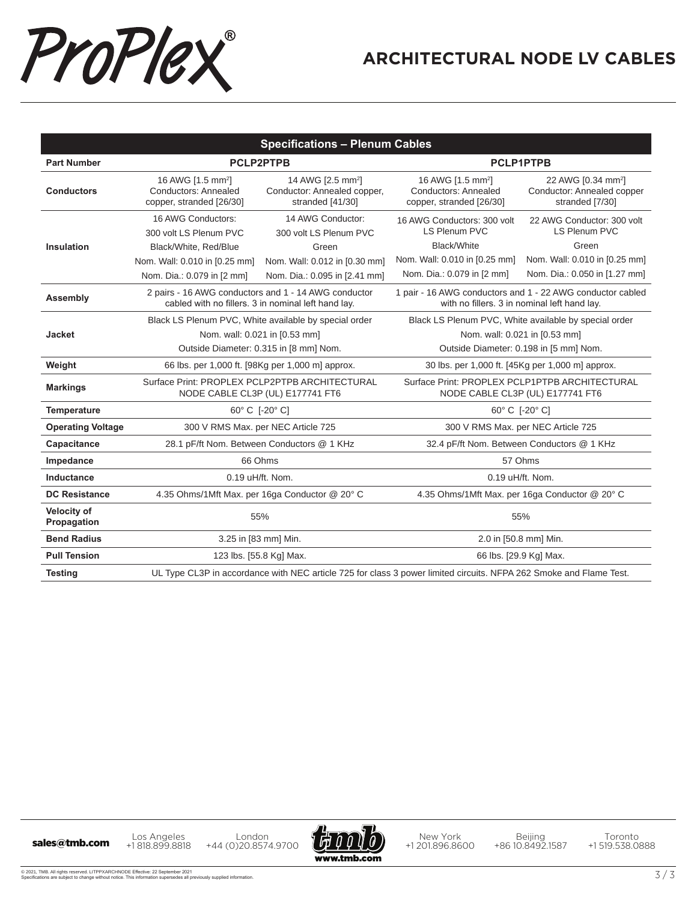# ProPlex®

## ARCHITECTURAL NODE LV CABLES

| Specifications – Plenum Cables | | | | |
|---|---|---|---|---|
| **Part Number** | **PCLP2PTPB** | | **PCLP1PTPB** | |
| **Conductors** | 16 AWG [1.5 mm²] Conductors: Annealed copper, stranded [26/30] | 14 AWG [2.5 mm²] Conductor: Annealed copper, stranded [41/30] | 16 AWG [1.5 mm²] Conductors: Annealed copper, stranded [26/30] | 22 AWG [0.34 mm²] Conductor: Annealed copper stranded [7/30] |
| **Insulation** | 16 AWG Conductors: 300 volt LS Plenum PVC Black/White, Red/Blue Nom. Wall: 0.010 in [0.25 mm] Nom. Dia.: 0.079 in [2 mm] | 14 AWG Conductor: 300 volt LS Plenum PVC Green Nom. Wall: 0.012 in [0.30 mm] Nom. Dia.: 0.095 in [2.41 mm] | 16 AWG Conductors: 300 volt LS Plenum PVC Black/White Nom. Wall: 0.010 in [0.25 mm] Nom. Dia.: 0.079 in [2 mm] | 22 AWG Conductor: 300 volt LS Plenum PVC Green Nom. Wall: 0.010 in [0.25 mm] Nom. Dia.: 0.050 in [1.27 mm] |
| **Assembly** | 2 pairs - 16 AWG conductors and 1 - 14 AWG conductor cabled with no fillers. 3 in nominal left hand lay. | | 1 pair - 16 AWG conductors and 1 - 22 AWG conductor cabled with no fillers. 3 in nominal left hand lay. | |
| **Jacket** | Black LS Plenum PVC, White available by special order Nom. wall: 0.021 in [0.53 mm] Outside Diameter: 0.315 in [8 mm] Nom. | | Black LS Plenum PVC, White available by special order Nom. wall: 0.021 in [0.53 mm] Outside Diameter: 0.198 in [5 mm] Nom. | |
| **Weight** | 66 lbs. per 1,000 ft. [98Kg per 1,000 m] approx. | | 30 lbs. per 1,000 ft. [45Kg per 1,000 m] approx. | |
| **Markings** | Surface Print: PROPLEX PCLP2PTPB ARCHITECTURAL NODE CABLE CL3P (UL) E177741 FT6 | | Surface Print: PROPLEX PCLP1PTPB ARCHITECTURAL NODE CABLE CL3P (UL) E177741 FT6 | |
| **Temperature** | 60° C [-20° C] | | 60° C [-20° C] | |
| **Operating Voltage** | 300 V RMS Max. per NEC Article 725 | | 300 V RMS Max. per NEC Article 725 | |
| **Capacitance** | 28.1 pF/ft Nom. Between Conductors @ 1 KHz | | 32.4 pF/ft Nom. Between Conductors @ 1 KHz | |
| **Impedance** | 66 Ohms | | 57 Ohms | |
| **Inductance** | 0.19 uH/ft. Nom. | | 0.19 uH/ft. Nom. | |
| **DC Resistance** | 4.35 Ohms/1Mft Max. per 16ga Conductor @ 20° C | | 4.35 Ohms/1Mft Max. per 16ga Conductor @ 20° C | |
| **Velocity of Propagation** | 55% | | 55% | |
| **Bend Radius** | 3.25 in [83 mm] Min. | | 2.0 in [50.8 mm] Min. | |
| **Pull Tension** | 123 lbs. [55.8 Kg] Max. | | 66 lbs. [29.9 Kg] Max. | |
| **Testing** | UL Type CL3P in accordance with NEC article 725 for class 3 power limited circuits. NFPA 262 Smoke and Flame Test. | | | |

**sales@tmb.com** Los Angeles +1 818.899.8818 London +44 (0)20.8574.9700 www.tmb.com New York +1 201.896.8600 Beijing +86 10.8492.1587 Toronto +1 519.538.0888

© 2021, TMB. All rights reserved. LITPPXARCHNODE Effective: 22 September 2021
Specifications are subject to change without notice. This information supersedes all previously supplied information.